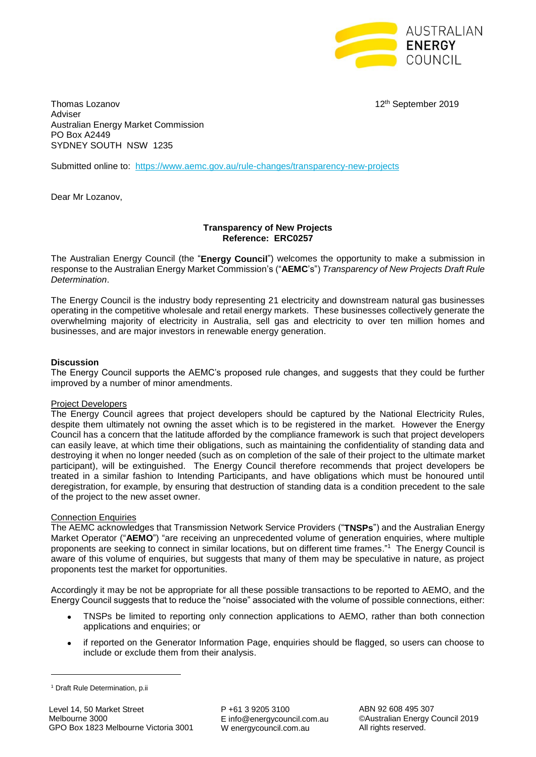Thomas Lozanov
Adviser
Australian Energy Market Commission
PO Box A2449
SYDNEY SOUTH NSW 1235

12th September 2019

Submitted online to: https://www.aemc.gov.au/rule-changes/transparency-new-projects

Dear Mr Lozanov,

**Transparency of New Projects**
**Reference: ERC0257**

The Australian Energy Council (the "**Energy Council**") welcomes the opportunity to make a submission in response to the Australian Energy Market Commission's ("**AEMC**'s") *Transparency of New Projects Draft Rule Determination*.

The Energy Council is the industry body representing 21 electricity and downstream natural gas businesses operating in the competitive wholesale and retail energy markets. These businesses collectively generate the overwhelming majority of electricity in Australia, sell gas and electricity to over ten million homes and businesses, and are major investors in renewable energy generation.

**Discussion**

The Energy Council supports the AEMC's proposed rule changes, and suggests that they could be further improved by a number of minor amendments.

Project Developers

The Energy Council agrees that project developers should be captured by the National Electricity Rules, despite them ultimately not owning the asset which is to be registered in the market. However the Energy Council has a concern that the latitude afforded by the compliance framework is such that project developers can easily leave, at which time their obligations, such as maintaining the confidentiality of standing data and destroying it when no longer needed (such as on completion of the sale of their project to the ultimate market participant), will be extinguished. The Energy Council therefore recommends that project developers be treated in a similar fashion to Intending Participants, and have obligations which must be honoured until deregistration, for example, by ensuring that destruction of standing data is a condition precedent to the sale of the project to the new asset owner.

Connection Enquiries

The AEMC acknowledges that Transmission Network Service Providers ("**TNSPs**") and the Australian Energy Market Operator ("**AEMO**") "are receiving an unprecedented volume of generation enquiries, where multiple proponents are seeking to connect in similar locations, but on different time frames."[1] The Energy Council is aware of this volume of enquiries, but suggests that many of them may be speculative in nature, as project proponents test the market for opportunities.

Accordingly it may be not be appropriate for all these possible transactions to be reported to AEMO, and the Energy Council suggests that to reduce the "noise" associated with the volume of possible connections, either:

- TNSPs be limited to reporting only connection applications to AEMO, rather than both connection applications and enquiries; or
- if reported on the Generator Information Page, enquiries should be flagged, so users can choose to include or exclude them from their analysis.

[1] Draft Rule Determination, p.ii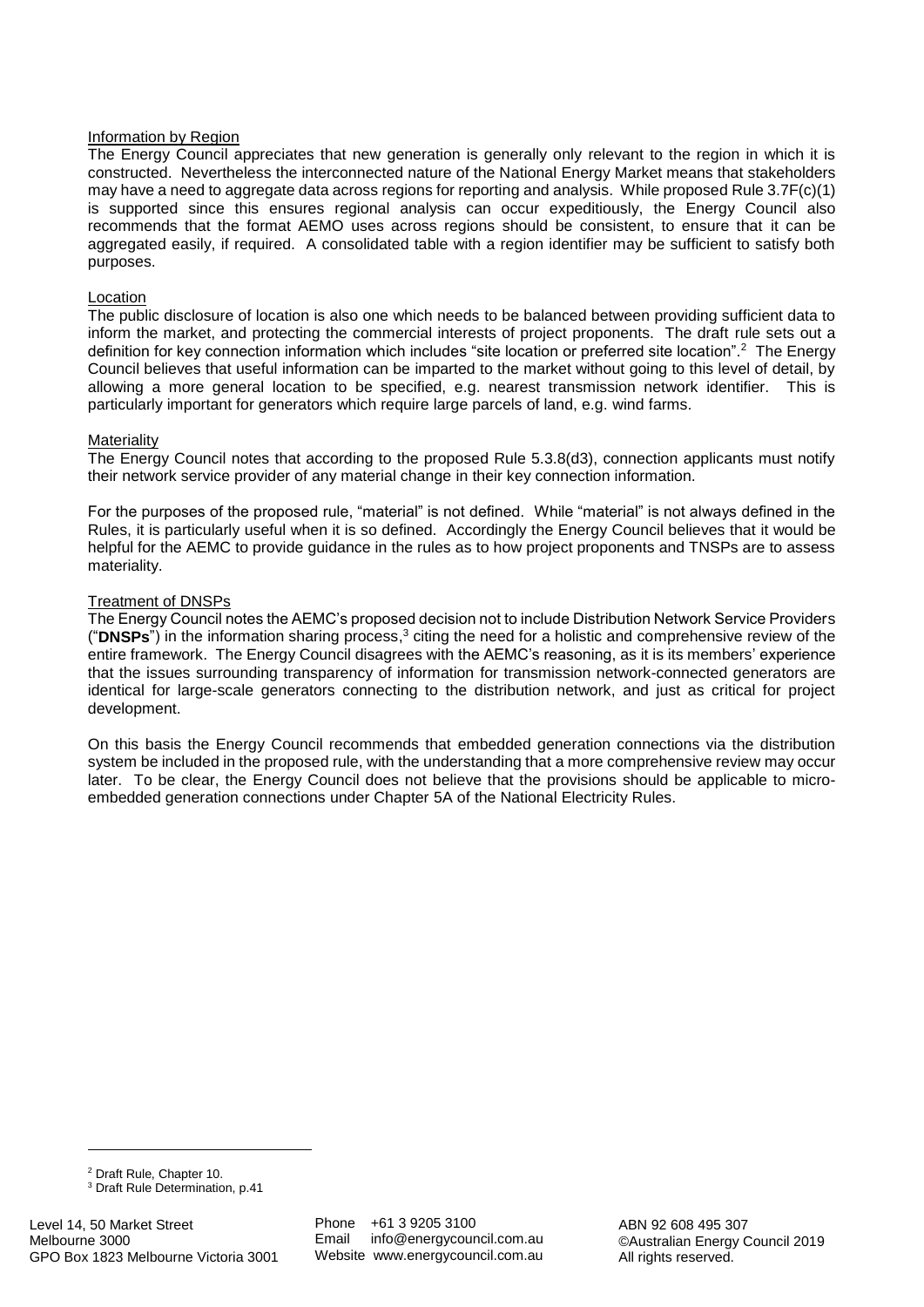Information by Region

The Energy Council appreciates that new generation is generally only relevant to the region in which it is constructed. Nevertheless the interconnected nature of the National Energy Market means that stakeholders may have a need to aggregate data across regions for reporting and analysis. While proposed Rule 3.7F(c)(1) is supported since this ensures regional analysis can occur expeditiously, the Energy Council also recommends that the format AEMO uses across regions should be consistent, to ensure that it can be aggregated easily, if required. A consolidated table with a region identifier may be sufficient to satisfy both purposes.

Location

The public disclosure of location is also one which needs to be balanced between providing sufficient data to inform the market, and protecting the commercial interests of project proponents. The draft rule sets out a definition for key connection information which includes "site location or preferred site location".[2] The Energy Council believes that useful information can be imparted to the market without going to this level of detail, by allowing a more general location to be specified, e.g. nearest transmission network identifier. This is particularly important for generators which require large parcels of land, e.g. wind farms.

Materiality

The Energy Council notes that according to the proposed Rule 5.3.8(d3), connection applicants must notify their network service provider of any material change in their key connection information.

For the purposes of the proposed rule, "material" is not defined. While "material" is not always defined in the Rules, it is particularly useful when it is so defined. Accordingly the Energy Council believes that it would be helpful for the AEMC to provide guidance in the rules as to how project proponents and TNSPs are to assess materiality.

Treatment of DNSPs

The Energy Council notes the AEMC's proposed decision not to include Distribution Network Service Providers ("**DNSPs**") in the information sharing process,[3] citing the need for a holistic and comprehensive review of the entire framework. The Energy Council disagrees with the AEMC's reasoning, as it is its members' experience that the issues surrounding transparency of information for transmission network-connected generators are identical for large-scale generators connecting to the distribution network, and just as critical for project development.

On this basis the Energy Council recommends that embedded generation connections via the distribution system be included in the proposed rule, with the understanding that a more comprehensive review may occur later. To be clear, the Energy Council does not believe that the provisions should be applicable to micro-embedded generation connections under Chapter 5A of the National Electricity Rules.

[2] Draft Rule, Chapter 10.

[3] Draft Rule Determination, p.41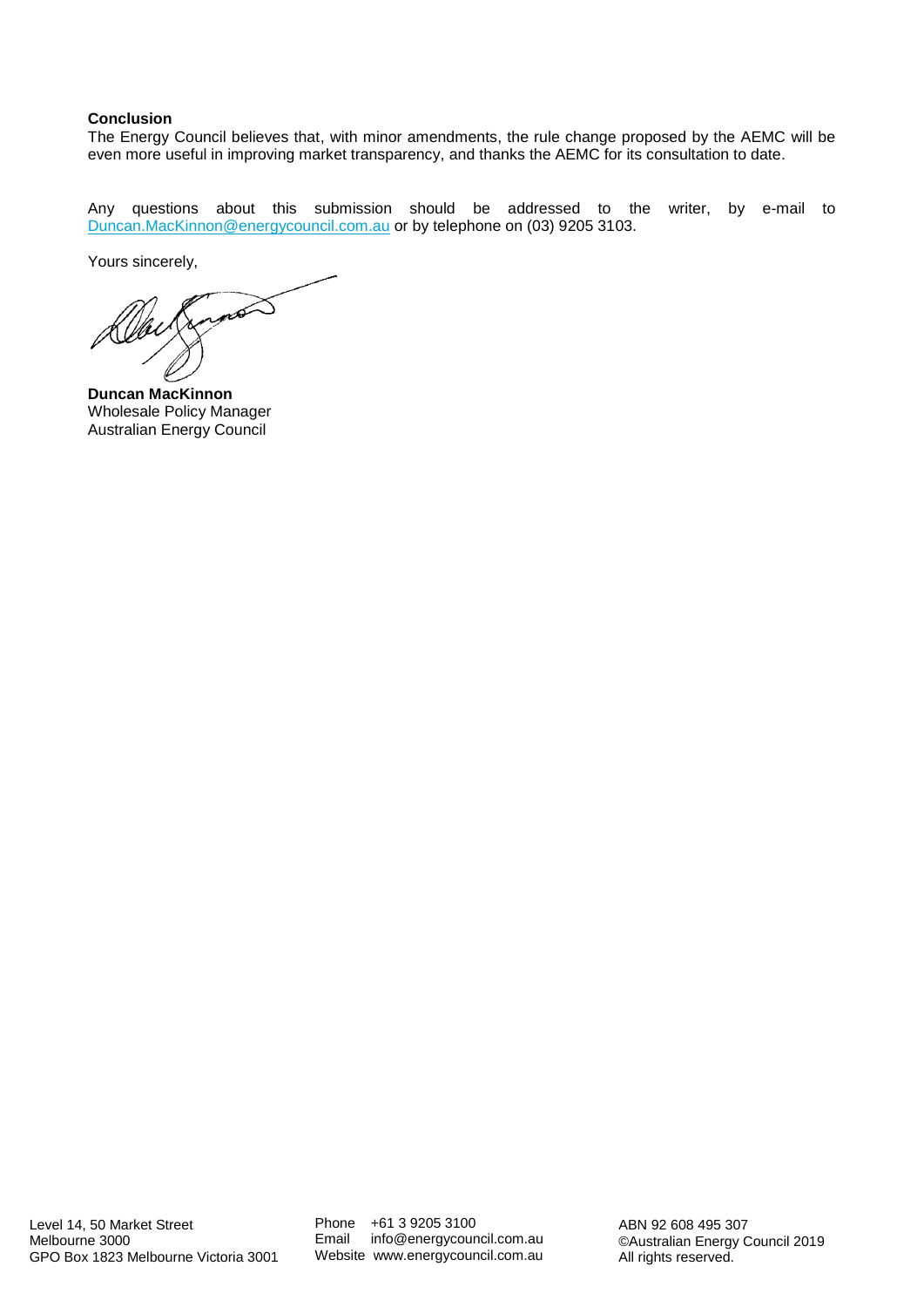**Conclusion**

The Energy Council believes that, with minor amendments, the rule change proposed by the AEMC will be even more useful in improving market transparency, and thanks the AEMC for its consultation to date.

Any questions about this submission should be addressed to the writer, by e-mail to Duncan.MacKinnon@energycouncil.com.au or by telephone on (03) 9205 3103.

Yours sincerely,

**Duncan MacKinnon**
Wholesale Policy Manager
Australian Energy Council